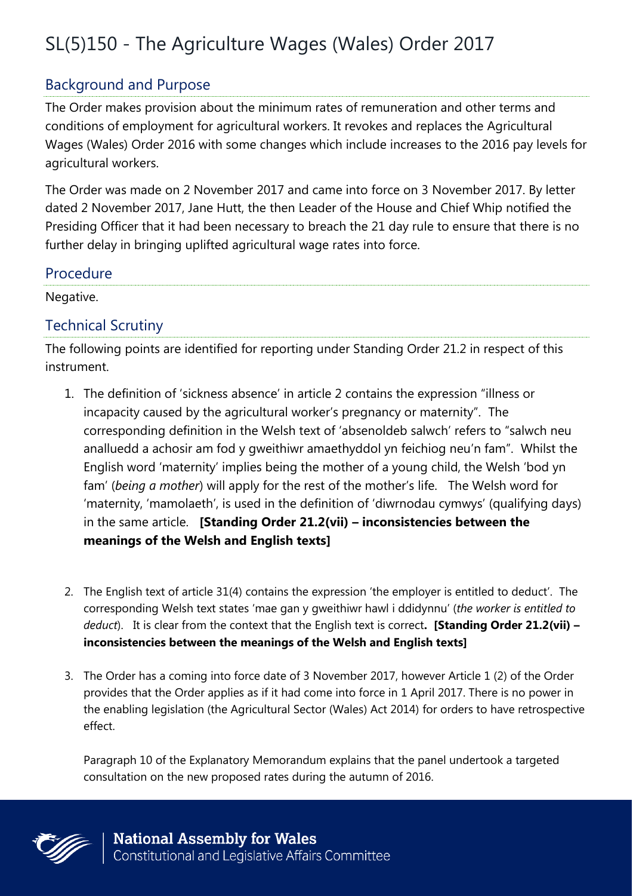# SL(5)150 - The Agriculture Wages (Wales) Order 2017

## Background and Purpose

The Order makes provision about the minimum rates of remuneration and other terms and conditions of employment for agricultural workers. It revokes and replaces the Agricultural Wages (Wales) Order 2016 with some changes which include increases to the 2016 pay levels for agricultural workers.

The Order was made on 2 November 2017 and came into force on 3 November 2017. By letter dated 2 November 2017, Jane Hutt, the then Leader of the House and Chief Whip notified the Presiding Officer that it had been necessary to breach the 21 day rule to ensure that there is no further delay in bringing uplifted agricultural wage rates into force.

## Procedure

Negative.

## Technical Scrutiny

The following points are identified for reporting under Standing Order 21.2 in respect of this instrument.

1. The definition of 'sickness absence' in article 2 contains the expression "illness or incapacity caused by the agricultural worker's pregnancy or maternity". The corresponding definition in the Welsh text of 'absenoldeb salwch' refers to "salwch neu analluedd a achosir am fod y gweithiwr amaethyddol yn feichiog neu'n fam". Whilst the English word 'maternity' implies being the mother of a young child, the Welsh 'bod yn fam' (*being a mother*) will apply for the rest of the mother's life. The Welsh word for 'maternity, 'mamolaeth', is used in the definition of 'diwrnodau cymwys' (qualifying days) in the same article. **[Standing Order 21.2(vii) – inconsistencies between the meanings of the Welsh and English texts]**

2. The English text of article 31(4) contains the expression 'the employer is entitled to deduct'. The corresponding Welsh text states 'mae gan y gweithiwr hawl i ddidynnu' (*the worker is entitled to deduct*). It is clear from the context that the English text is correct**. [Standing Order 21.2(vii) – inconsistencies between the meanings of the Welsh and English texts]**

3. The Order has a coming into force date of 3 November 2017, however Article 1 (2) of the Order provides that the Order applies as if it had come into force in 1 April 2017. There is no power in the enabling legislation (the Agricultural Sector (Wales) Act 2014) for orders to have retrospective effect.

   Paragraph 10 of the Explanatory Memorandum explains that the panel undertook a targeted consultation on the new proposed rates during the autumn of 2016.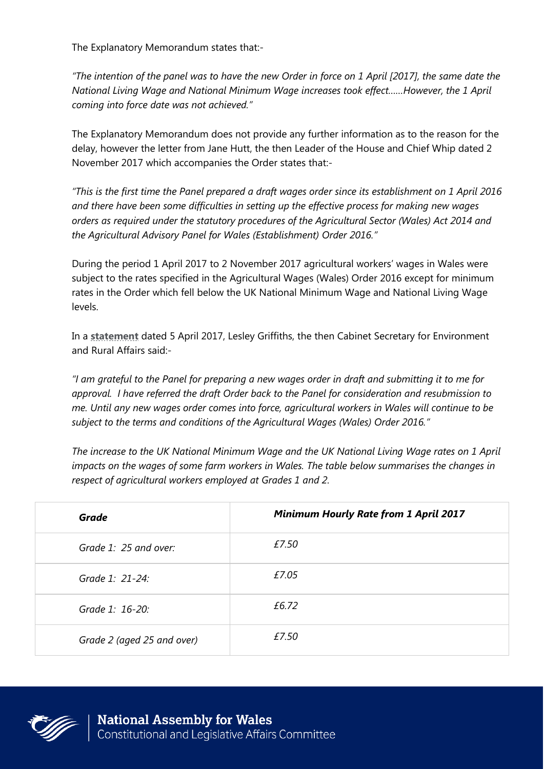The Explanatory Memorandum states that:-

*"The intention of the panel was to have the new Order in force on 1 April [2017], the same date the National Living Wage and National Minimum Wage increases took effect……However, the 1 April coming into force date was not achieved."*

The Explanatory Memorandum does not provide any further information as to the reason for the delay, however the letter from Jane Hutt, the then Leader of the House and Chief Whip dated 2 November 2017 which accompanies the Order states that:-

*"This is the first time the Panel prepared a draft wages order since its establishment on 1 April 2016 and there have been some difficulties in setting up the effective process for making new wages orders as required under the statutory procedures of the Agricultural Sector (Wales) Act 2014 and the Agricultural Advisory Panel for Wales (Establishment) Order 2016."*

During the period 1 April 2017 to 2 November 2017 agricultural workers' wages in Wales were subject to the rates specified in the Agricultural Wages (Wales) Order 2016 except for minimum rates in the Order which fell below the UK National Minimum Wage and National Living Wage levels.

In a **statement** dated 5 April 2017, Lesley Griffiths, the then Cabinet Secretary for Environment and Rural Affairs said:-

*"I am grateful to the Panel for preparing a new wages order in draft and submitting it to me for approval. I have referred the draft Order back to the Panel for consideration and resubmission to me. Until any new wages order comes into force, agricultural workers in Wales will continue to be subject to the terms and conditions of the Agricultural Wages (Wales) Order 2016."*

*The increase to the UK National Minimum Wage and the UK National Living Wage rates on 1 April impacts on the wages of some farm workers in Wales. The table below summarises the changes in respect of agricultural workers employed at Grades 1 and 2.*

| ***Grade*** | ***Minimum Hourly Rate from 1 April 2017*** |
|---|---|
| *Grade 1: 25 and over:* | *£7.50* |
| *Grade 1: 21-24:* | *£7.05* |
| *Grade 1: 16-20:* | *£6.72* |
| *Grade 2 (aged 25 and over)* | *£7.50* |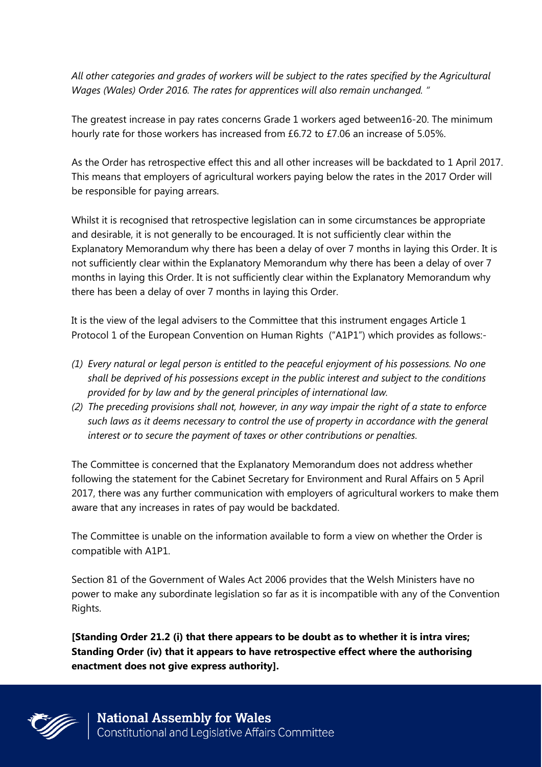*All other categories and grades of workers will be subject to the rates specified by the Agricultural Wages (Wales) Order 2016. The rates for apprentices will also remain unchanged. "*

The greatest increase in pay rates concerns Grade 1 workers aged between16-20. The minimum hourly rate for those workers has increased from £6.72 to £7.06 an increase of 5.05%.

As the Order has retrospective effect this and all other increases will be backdated to 1 April 2017. This means that employers of agricultural workers paying below the rates in the 2017 Order will be responsible for paying arrears.

Whilst it is recognised that retrospective legislation can in some circumstances be appropriate and desirable, it is not generally to be encouraged. It is not sufficiently clear within the Explanatory Memorandum why there has been a delay of over 7 months in laying this Order. It is not sufficiently clear within the Explanatory Memorandum why there has been a delay of over 7 months in laying this Order. It is not sufficiently clear within the Explanatory Memorandum why there has been a delay of over 7 months in laying this Order.

It is the view of the legal advisers to the Committee that this instrument engages Article 1 Protocol 1 of the European Convention on Human Rights ("A1P1") which provides as follows:-

*(1) Every natural or legal person is entitled to the peaceful enjoyment of his possessions. No one shall be deprived of his possessions except in the public interest and subject to the conditions provided for by law and by the general principles of international law.*

*(2) The preceding provisions shall not, however, in any way impair the right of a state to enforce such laws as it deems necessary to control the use of property in accordance with the general interest or to secure the payment of taxes or other contributions or penalties.*

The Committee is concerned that the Explanatory Memorandum does not address whether following the statement for the Cabinet Secretary for Environment and Rural Affairs on 5 April 2017, there was any further communication with employers of agricultural workers to make them aware that any increases in rates of pay would be backdated.

The Committee is unable on the information available to form a view on whether the Order is compatible with A1P1.

Section 81 of the Government of Wales Act 2006 provides that the Welsh Ministers have no power to make any subordinate legislation so far as it is incompatible with any of the Convention Rights.

**[Standing Order 21.2 (i) that there appears to be doubt as to whether it is intra vires; Standing Order (iv) that it appears to have retrospective effect where the authorising enactment does not give express authority].**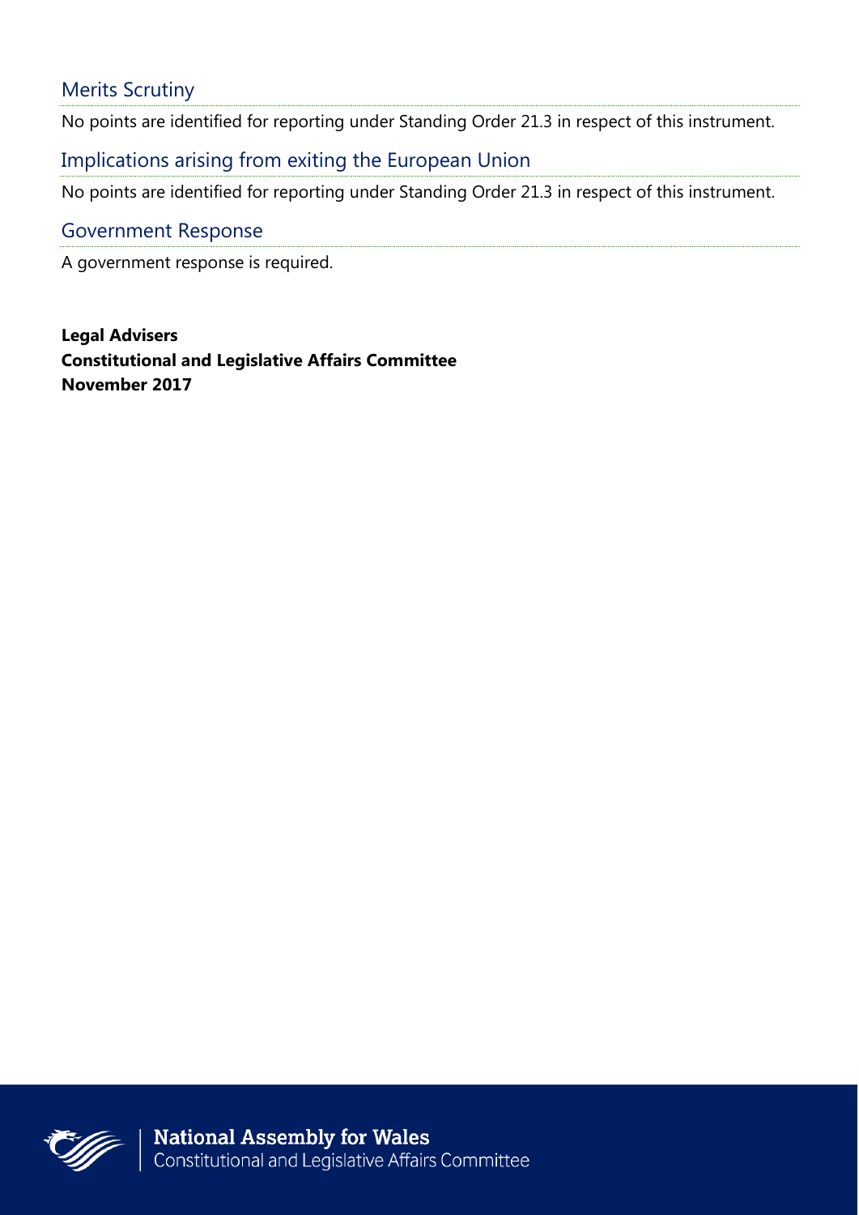## Merits Scrutiny

No points are identified for reporting under Standing Order 21.3 in respect of this instrument.

## Implications arising from exiting the European Union

No points are identified for reporting under Standing Order 21.3 in respect of this instrument.

## Government Response

A government response is required.

**Legal Advisers**
**Constitutional and Legislative Affairs Committee**
**November 2017**